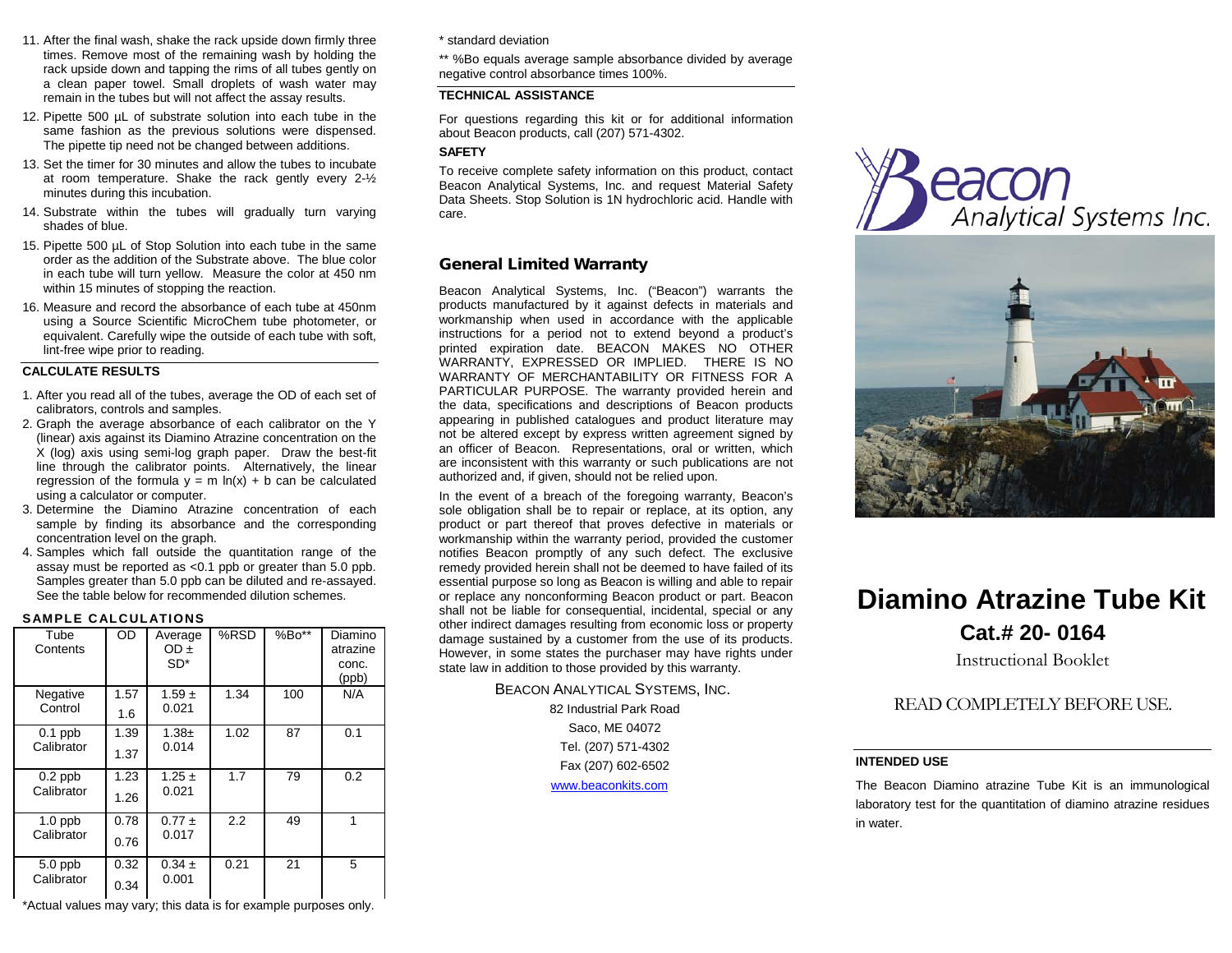11. After the final wash, shake the rack upside down firmly three times. Remove most of the remaining wash by holding the rack upside down and tapping the rims of all tubes gently on a clean paper towel. Small droplets of wash water may remain in the tubes but will not affect the assay results.
12. Pipette 500 µL of substrate solution into each tube in the same fashion as the previous solutions were dispensed. The pipette tip need not be changed between additions.
13. Set the timer for 30 minutes and allow the tubes to incubate at room temperature. Shake the rack gently every 2-½ minutes during this incubation.
14. Substrate within the tubes will gradually turn varying shades of blue.
15. Pipette 500 µL of Stop Solution into each tube in the same order as the addition of the Substrate above. The blue color in each tube will turn yellow. Measure the color at 450 nm within 15 minutes of stopping the reaction.
16. Measure and record the absorbance of each tube at 450nm using a Source Scientific MicroChem tube photometer, or equivalent. Carefully wipe the outside of each tube with soft, lint-free wipe prior to reading.

### CALCULATE RESULTS

1. After you read all of the tubes, average the OD of each set of calibrators, controls and samples.
2. Graph the average absorbance of each calibrator on the Y (linear) axis against its Diamino Atrazine concentration on the X (log) axis using semi-log graph paper. Draw the best-fit line through the calibrator points. Alternatively, the linear regression of the formula $y = m \ln(x) + b$ can be calculated using a calculator or computer.
3. Determine the Diamino Atrazine concentration of each sample by finding its absorbance and the corresponding concentration level on the graph.
4. Samples which fall outside the quantitation range of the assay must be reported as <0.1 ppb or greater than 5.0 ppb. Samples greater than 5.0 ppb can be diluted and re-assayed. See the table below for recommended dilution schemes.

### SAMPLE CALCULATIONS

| Tube Contents | OD | Average OD ± SD* | %RSD | %Bo** | Diamino atrazine conc. (ppb) |
|---|---|---|---|---|---|
| Negative Control | 1.57<br>1.6 | 1.59 ± 0.021 | 1.34 | 100 | N/A |
| 0.1 ppb Calibrator | 1.39<br>1.37 | 1.38± 0.014 | 1.02 | 87 | 0.1 |
| 0.2 ppb Calibrator | 1.23<br>1.26 | 1.25 ± 0.021 | 1.7 | 79 | 0.2 |
| 1.0 ppb Calibrator | 0.78<br>0.76 | 0.77 ± 0.017 | 2.2 | 49 | 1 |
| 5.0 ppb Calibrator | 0.32<br>0.34 | 0.34 ± 0.001 | 0.21 | 21 | 5 |

*Actual values may vary; this data is for example purposes only.

* standard deviation

** %Bo equals average sample absorbance divided by average negative control absorbance times 100%.

### TECHNICAL ASSISTANCE

For questions regarding this kit or for additional information about Beacon products, call (207) 571-4302.

### SAFETY

To receive complete safety information on this product, contact Beacon Analytical Systems, Inc. and request Material Safety Data Sheets. Stop Solution is 1N hydrochloric acid. Handle with care.

## General Limited Warranty

Beacon Analytical Systems, Inc. ("Beacon") warrants the products manufactured by it against defects in materials and workmanship when used in accordance with the applicable instructions for a period not to extend beyond a product's printed expiration date. BEACON MAKES NO OTHER WARRANTY, EXPRESSED OR IMPLIED. THERE IS NO WARRANTY OF MERCHANTABILITY OR FITNESS FOR A PARTICULAR PURPOSE. The warranty provided herein and the data, specifications and descriptions of Beacon products appearing in published catalogues and product literature may not be altered except by express written agreement signed by an officer of Beacon. Representations, oral or written, which are inconsistent with this warranty or such publications are not authorized and, if given, should not be relied upon.

In the event of a breach of the foregoing warranty, Beacon's sole obligation shall be to repair or replace, at its option, any product or part thereof that proves defective in materials or workmanship within the warranty period, provided the customer notifies Beacon promptly of any such defect. The exclusive remedy provided herein shall not be deemed to have failed of its essential purpose so long as Beacon is willing and able to repair or replace any nonconforming Beacon product or part. Beacon shall not be liable for consequential, incidental, special or any other indirect damages resulting from economic loss or property damage sustained by a customer from the use of its products. However, in some states the purchaser may have rights under state law in addition to those provided by this warranty.

BEACON ANALYTICAL SYSTEMS, INC.
82 Industrial Park Road
Saco, ME 04072
Tel. (207) 571-4302
Fax (207) 602-6502
www.beaconkits.com

Beacon Analytical Systems Inc.

# Diamino Atrazine Tube Kit

## Cat.# 20- 0164

Instructional Booklet

READ COMPLETELY BEFORE USE.

### INTENDED USE

The Beacon Diamino atrazine Tube Kit is an immunological laboratory test for the quantitation of diamino atrazine residues in water.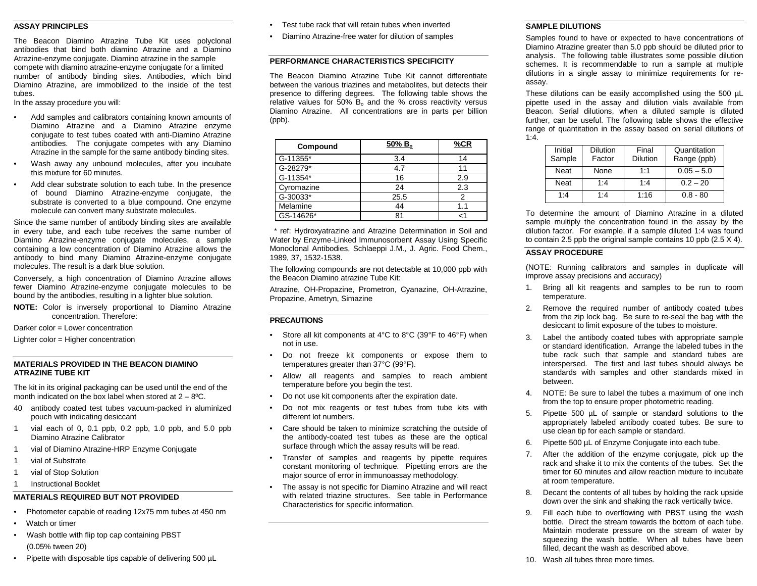## ASSAY PRINCIPLES

The Beacon Diamino Atrazine Tube Kit uses polyclonal antibodies that bind both diamino Atrazine and a Diamino Atrazine-enzyme conjugate. Diamino atrazine in the sample compete with diamino atrazine-enzyme conjugate for a limited number of antibody binding sites. Antibodies, which bind Diamino Atrazine, are immobilized to the inside of the test tubes.

In the assay procedure you will:

- Add samples and calibrators containing known amounts of Diamino Atrazine and a Diamino Atrazine enzyme conjugate to test tubes coated with anti-Diamino Atrazine antibodies. The conjugate competes with any Diamino Atrazine in the sample for the same antibody binding sites.
- Wash away any unbound molecules, after you incubate this mixture for 60 minutes.
- Add clear substrate solution to each tube. In the presence of bound Diamino Atrazine-enzyme conjugate, the substrate is converted to a blue compound. One enzyme molecule can convert many substrate molecules.

Since the same number of antibody binding sites are available in every tube, and each tube receives the same number of Diamino Atrazine-enzyme conjugate molecules, a sample containing a low concentration of Diamino Atrazine allows the antibody to bind many Diamino Atrazine-enzyme conjugate molecules. The result is a dark blue solution.

Conversely, a high concentration of Diamino Atrazine allows fewer Diamino Atrazine-enzyme conjugate molecules to be bound by the antibodies, resulting in a lighter blue solution.

**NOTE:** Color is inversely proportional to Diamino Atrazine concentration. Therefore:

Darker color = Lower concentration

Lighter color = Higher concentration

## MATERIALS PROVIDED IN THE BEACON DIAMINO ATRAZINE TUBE KIT

The kit in its original packaging can be used until the end of the month indicated on the box label when stored at 2 – 8ºC.

- 40 antibody coated test tubes vacuum-packed in aluminized pouch with indicating desiccant
- 1 vial each of 0, 0.1 ppb, 0.2 ppb, 1.0 ppb, and 5.0 ppb Diamino Atrazine Calibrator
- 1 vial of Diamino Atrazine-HRP Enzyme Conjugate
- 1 vial of Substrate
- 1 vial of Stop Solution
- 1 Instructional Booklet

## MATERIALS REQUIRED BUT NOT PROVIDED

- Photometer capable of reading 12x75 mm tubes at 450 nm
- Watch or timer
- Wash bottle with flip top cap containing PBST (0.05% tween 20)
- Pipette with disposable tips capable of delivering 500 µL
- Test tube rack that will retain tubes when inverted
- Diamino Atrazine-free water for dilution of samples

## PERFORMANCE CHARACTERISTICS SPECIFICITY

The Beacon Diamino Atrazine Tube Kit cannot differentiate between the various triazines and metabolites, but detects their presence to differing degrees. The following table shows the relative values for 50% $B_o$ and the % cross reactivity versus Diamino Atrazine. All concentrations are in parts per billion (ppb).

| Compound | 50% $B_o$ | %CR |
|---|---|---|
| G-11355* | 3.4 | 14 |
| G-28279* | 4.7 | 11 |
| G-11354* | 16 | 2.9 |
| Cyromazine | 24 | 2.3 |
| G-30033* | 25.5 | 2 |
| Melamine | 44 | 1.1 |
| GS-14626* | 81 | <1 |

\* ref: Hydroxyatrazine and Atrazine Determination in Soil and Water by Enzyme-Linked Immunosorbent Assay Using Specific Monoclonal Antibodies, Schlaeppi J.M., J. Agric. Food Chem., 1989, 37, 1532-1538.

The following compounds are not detectable at 10,000 ppb with the Beacon Diamino atrazine Tube Kit:

Atrazine, OH-Propazine, Prometron, Cyanazine, OH-Atrazine, Propazine, Ametryn, Simazine

## PRECAUTIONS

- Store all kit components at 4°C to 8°C (39°F to 46°F) when not in use.
- Do not freeze kit components or expose them to temperatures greater than 37°C (99°F).
- Allow all reagents and samples to reach ambient temperature before you begin the test.
- Do not use kit components after the expiration date.
- Do not mix reagents or test tubes from tube kits with different lot numbers.
- Care should be taken to minimize scratching the outside of the antibody-coated test tubes as these are the optical surface through which the assay results will be read.
- Transfer of samples and reagents by pipette requires constant monitoring of technique. Pipetting errors are the major source of error in immunoassay methodology.
- The assay is not specific for Diamino Atrazine and will react with related triazine structures. See table in Performance Characteristics for specific information.

## SAMPLE DILUTIONS

Samples found to have or expected to have concentrations of Diamino Atrazine greater than 5.0 ppb should be diluted prior to analysis. The following table illustrates some possible dilution schemes. It is recommendable to run a sample at multiple dilutions in a single assay to minimize requirements for re-assay.

These dilutions can be easily accomplished using the 500 µL pipette used in the assay and dilution vials available from Beacon. Serial dilutions, when a diluted sample is diluted further, can be useful. The following table shows the effective range of quantitation in the assay based on serial dilutions of 1:4.

| Initial Sample | Dilution Factor | Final Dilution | Quantitation Range (ppb) |
|---|---|---|---|
| Neat | None | 1:1 | 0.05 – 5.0 |
| Neat | 1:4 | 1:4 | 0.2 – 20 |
| 1:4 | 1:4 | 1:16 | 0.8 - 80 |

To determine the amount of Diamino Atrazine in a diluted sample multiply the concentration found in the assay by the dilution factor. For example, if a sample diluted 1:4 was found to contain 2.5 ppb the original sample contains 10 ppb (2.5 X 4).

## ASSAY PROCEDURE

(NOTE: Running calibrators and samples in duplicate will improve assay precisions and accuracy)

1. Bring all kit reagents and samples to be run to room temperature.
2. Remove the required number of antibody coated tubes from the zip lock bag. Be sure to re-seal the bag with the desiccant to limit exposure of the tubes to moisture.
3. Label the antibody coated tubes with appropriate sample or standard identification. Arrange the labeled tubes in the tube rack such that sample and standard tubes are interspersed. The first and last tubes should always be standards with samples and other standards mixed in between.
4. NOTE: Be sure to label the tubes a maximum of one inch from the top to ensure proper photometric reading.
5. Pipette 500 µL of sample or standard solutions to the appropriately labeled antibody coated tubes. Be sure to use clean tip for each sample or standard.
6. Pipette 500 µL of Enzyme Conjugate into each tube.
7. After the addition of the enzyme conjugate, pick up the rack and shake it to mix the contents of the tubes. Set the timer for 60 minutes and allow reaction mixture to incubate at room temperature.
8. Decant the contents of all tubes by holding the rack upside down over the sink and shaking the rack vertically twice.
9. Fill each tube to overflowing with PBST using the wash bottle. Direct the stream towards the bottom of each tube. Maintain moderate pressure on the stream of water by squeezing the wash bottle. When all tubes have been filled, decant the wash as described above.
10. Wash all tubes three more times.